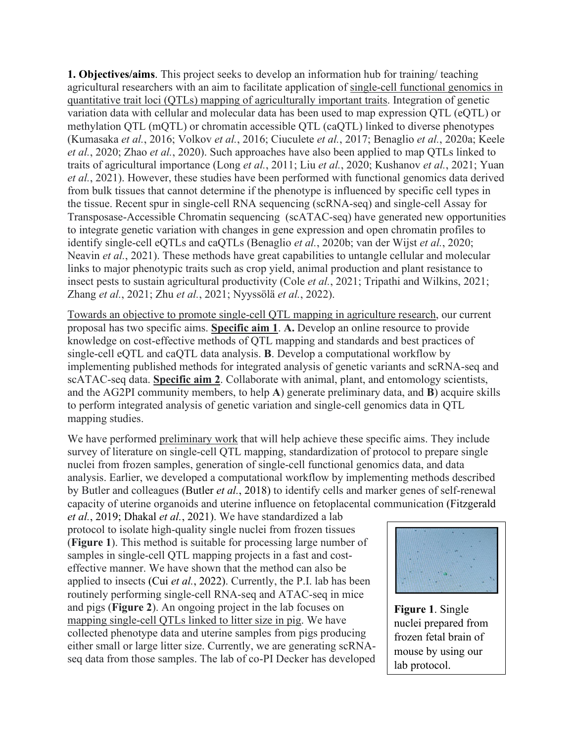**1. Objectives/aims**. This project seeks to develop an information hub for training/ teaching agricultural researchers with an aim to facilitate application of single-cell functional genomics in quantitative trait loci (QTLs) mapping of agriculturally important traits. Integration of genetic variation data with cellular and molecular data has been used to map expression QTL (eQTL) or methylation QTL (mQTL) or chromatin accessible QTL (caQTL) linked to diverse phenotypes (Kumasaka *et al.*, 2016; Volkov *et al.*, 2016; Ciuculete *et al.*, 2017; Benaglio *et al.*, 2020a; Keele *et al.*, 2020; Zhao *et al.*, 2020). Such approaches have also been applied to map QTLs linked to traits of agricultural importance (Long *et al.*, 2011; Liu *et al.*, 2020; Kushanov *et al.*, 2021; Yuan *et al.*, 2021). However, these studies have been performed with functional genomics data derived from bulk tissues that cannot determine if the phenotype is influenced by specific cell types in the tissue. Recent spur in single-cell RNA sequencing (scRNA-seq) and single-cell Assay for Transposase-Accessible Chromatin sequencing (scATAC-seq) have generated new opportunities to integrate genetic variation with changes in gene expression and open chromatin profiles to identify single-cell eQTLs and caQTLs (Benaglio *et al.*, 2020b; van der Wijst *et al.*, 2020; Neavin *et al.*, 2021). These methods have great capabilities to untangle cellular and molecular links to major phenotypic traits such as crop yield, animal production and plant resistance to insect pests to sustain agricultural productivity (Cole *et al.*, 2021; Tripathi and Wilkins, 2021; Zhang *et al.*, 2021; Zhu *et al.*, 2021; Nyyssölä *et al.*, 2022).

Towards an objective to promote single-cell QTL mapping in agriculture research, our current proposal has two specific aims. **Specific aim 1**. **A.** Develop an online resource to provide knowledge on cost-effective methods of QTL mapping and standards and best practices of single-cell eQTL and caQTL data analysis. **B**. Develop a computational workflow by implementing published methods for integrated analysis of genetic variants and scRNA-seq and scATAC-seq data. **Specific aim 2**. Collaborate with animal, plant, and entomology scientists, and the AG2PI community members, to help **A**) generate preliminary data, and **B**) acquire skills to perform integrated analysis of genetic variation and single-cell genomics data in QTL mapping studies.

We have performed preliminary work that will help achieve these specific aims. They include survey of literature on single-cell QTL mapping, standardization of protocol to prepare single nuclei from frozen samples, generation of single-cell functional genomics data, and data analysis. Earlier, we developed a computational workflow by implementing methods described by Butler and colleagues (Butler *et al.*, 2018) to identify cells and marker genes of self-renewal capacity of uterine organoids and uterine influence on fetoplacental communication (Fitzgerald *et al.*, 2019; Dhakal *et al.*, 2021). We have standardized a lab protocol to isolate high-quality single nuclei from frozen tissues (**Figure 1**). This method is suitable for processing large number of samples in single-cell QTL mapping projects in a fast and cost-effective manner. We have shown that the method can also be applied to insects (Cui *et al.*, 2022). Currently, the P.I. lab has been routinely performing single-cell RNA-seq and ATAC-seq in mice and pigs (**Figure 2**). An ongoing project in the lab focuses on mapping single-cell QTLs linked to litter size in pig. We have collected phenotype data and uterine samples from pigs producing either small or large litter size. Currently, we are generating scRNA-seq data from those samples. The lab of co-PI Decker has developed

**Figure 1**. Single nuclei prepared from frozen fetal brain of mouse by using our lab protocol.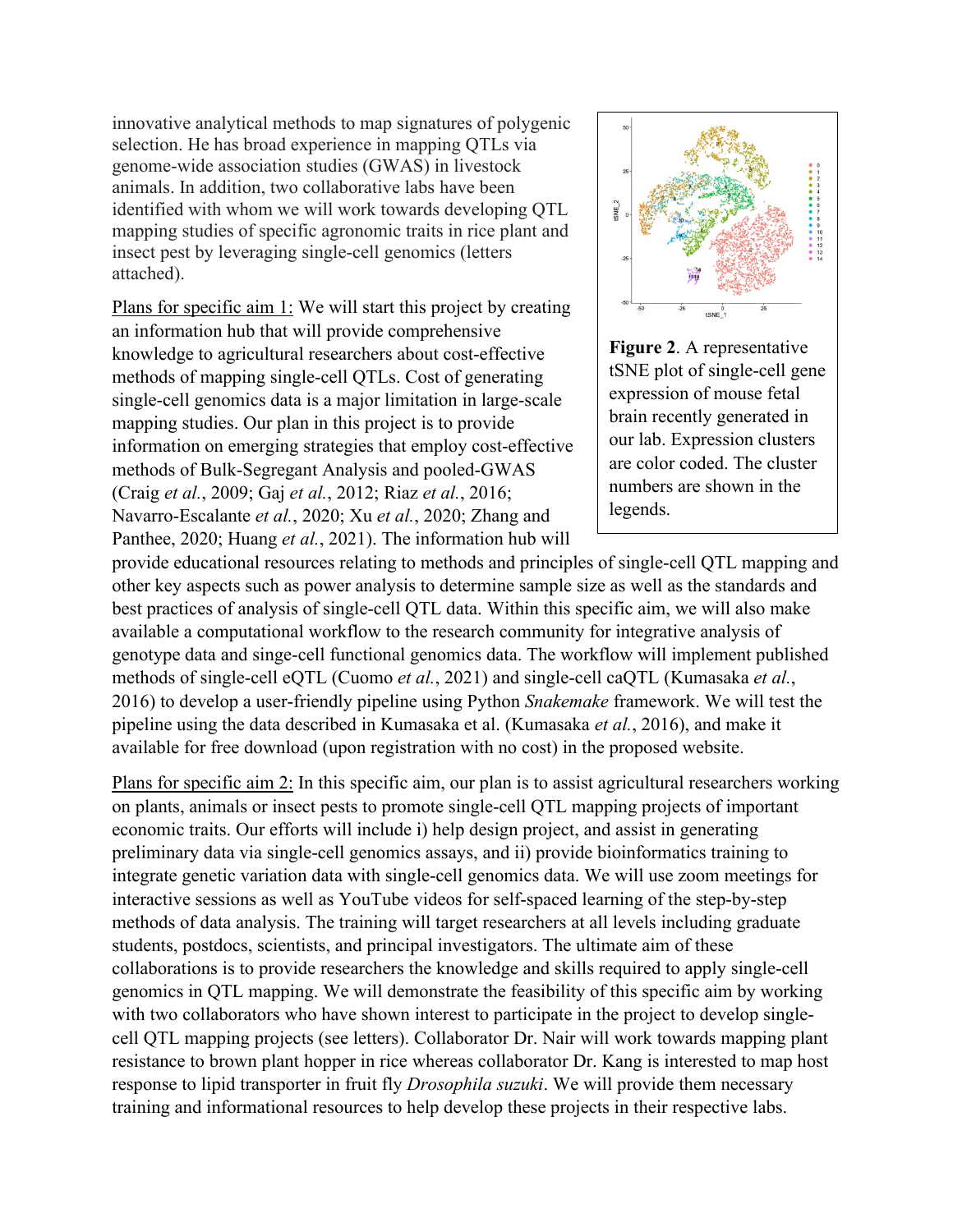innovative analytical methods to map signatures of polygenic selection. He has broad experience in mapping QTLs via genome-wide association studies (GWAS) in livestock animals. In addition, two collaborative labs have been identified with whom we will work towards developing QTL mapping studies of specific agronomic traits in rice plant and insect pest by leveraging single-cell genomics (letters attached).

**Figure 2**. A representative tSNE plot of single-cell gene expression of mouse fetal brain recently generated in our lab. Expression clusters are color coded. The cluster numbers are shown in the legends.

<u>Plans for specific aim 1:</u> We will start this project by creating an information hub that will provide comprehensive knowledge to agricultural researchers about cost-effective methods of mapping single-cell QTLs. Cost of generating single-cell genomics data is a major limitation in large-scale mapping studies. Our plan in this project is to provide information on emerging strategies that employ cost-effective methods of Bulk-Segregant Analysis and pooled-GWAS (Craig *et al.*, 2009; Gaj *et al.*, 2012; Riaz *et al.*, 2016; Navarro-Escalante *et al.*, 2020; Xu *et al.*, 2020; Zhang and Panthee, 2020; Huang *et al.*, 2021). The information hub will provide educational resources relating to methods and principles of single-cell QTL mapping and other key aspects such as power analysis to determine sample size as well as the standards and best practices of analysis of single-cell QTL data. Within this specific aim, we will also make available a computational workflow to the research community for integrative analysis of genotype data and singe-cell functional genomics data. The workflow will implement published methods of single-cell eQTL (Cuomo *et al.*, 2021) and single-cell caQTL (Kumasaka *et al.*, 2016) to develop a user-friendly pipeline using Python *Snakemake* framework. We will test the pipeline using the data described in Kumasaka et al. (Kumasaka *et al.*, 2016), and make it available for free download (upon registration with no cost) in the proposed website.

<u>Plans for specific aim 2:</u> In this specific aim, our plan is to assist agricultural researchers working on plants, animals or insect pests to promote single-cell QTL mapping projects of important economic traits. Our efforts will include i) help design project, and assist in generating preliminary data via single-cell genomics assays, and ii) provide bioinformatics training to integrate genetic variation data with single-cell genomics data. We will use zoom meetings for interactive sessions as well as YouTube videos for self-spaced learning of the step-by-step methods of data analysis. The training will target researchers at all levels including graduate students, postdocs, scientists, and principal investigators. The ultimate aim of these collaborations is to provide researchers the knowledge and skills required to apply single-cell genomics in QTL mapping. We will demonstrate the feasibility of this specific aim by working with two collaborators who have shown interest to participate in the project to develop single-cell QTL mapping projects (see letters). Collaborator Dr. Nair will work towards mapping plant resistance to brown plant hopper in rice whereas collaborator Dr. Kang is interested to map host response to lipid transporter in fruit fly *Drosophila suzuki*. We will provide them necessary training and informational resources to help develop these projects in their respective labs.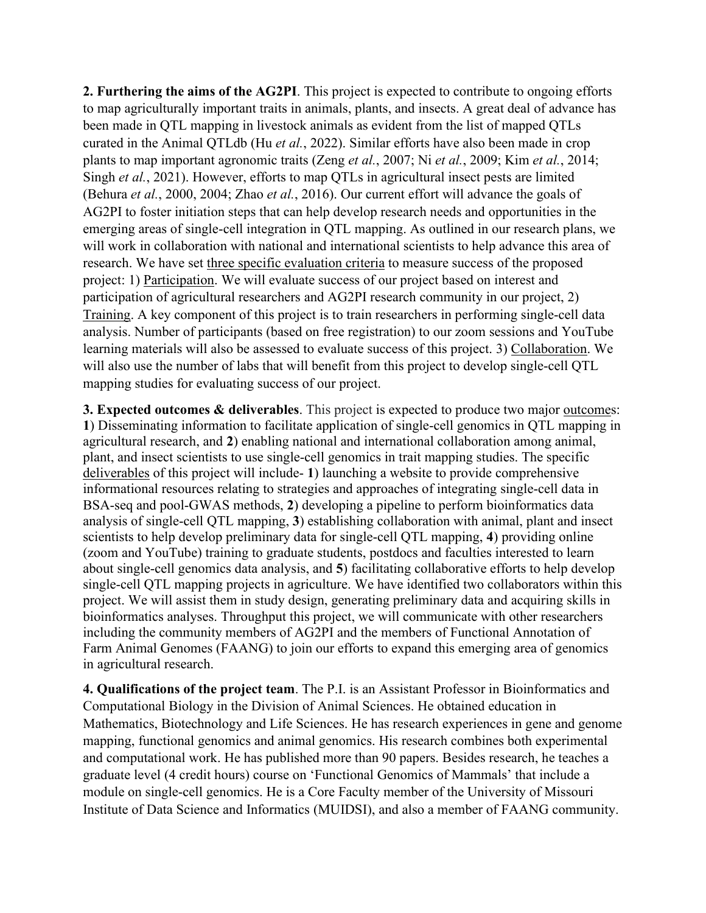**2. Furthering the aims of the AG2PI**. This project is expected to contribute to ongoing efforts to map agriculturally important traits in animals, plants, and insects. A great deal of advance has been made in QTL mapping in livestock animals as evident from the list of mapped QTLs curated in the Animal QTLdb (Hu *et al.*, 2022). Similar efforts have also been made in crop plants to map important agronomic traits (Zeng *et al.*, 2007; Ni *et al.*, 2009; Kim *et al.*, 2014; Singh *et al.*, 2021). However, efforts to map QTLs in agricultural insect pests are limited (Behura *et al.*, 2000, 2004; Zhao *et al.*, 2016). Our current effort will advance the goals of AG2PI to foster initiation steps that can help develop research needs and opportunities in the emerging areas of single-cell integration in QTL mapping. As outlined in our research plans, we will work in collaboration with national and international scientists to help advance this area of research. We have set three specific evaluation criteria to measure success of the proposed project: 1) Participation. We will evaluate success of our project based on interest and participation of agricultural researchers and AG2PI research community in our project, 2) Training. A key component of this project is to train researchers in performing single-cell data analysis. Number of participants (based on free registration) to our zoom sessions and YouTube learning materials will also be assessed to evaluate success of this project. 3) Collaboration. We will also use the number of labs that will benefit from this project to develop single-cell QTL mapping studies for evaluating success of our project.

**3. Expected outcomes & deliverables**. This project is expected to produce two major outcomes: **1**) Disseminating information to facilitate application of single-cell genomics in QTL mapping in agricultural research, and **2**) enabling national and international collaboration among animal, plant, and insect scientists to use single-cell genomics in trait mapping studies. The specific deliverables of this project will include- **1**) launching a website to provide comprehensive informational resources relating to strategies and approaches of integrating single-cell data in BSA-seq and pool-GWAS methods, **2**) developing a pipeline to perform bioinformatics data analysis of single-cell QTL mapping, **3**) establishing collaboration with animal, plant and insect scientists to help develop preliminary data for single-cell QTL mapping, **4**) providing online (zoom and YouTube) training to graduate students, postdocs and faculties interested to learn about single-cell genomics data analysis, and **5**) facilitating collaborative efforts to help develop single-cell QTL mapping projects in agriculture. We have identified two collaborators within this project. We will assist them in study design, generating preliminary data and acquiring skills in bioinformatics analyses. Throughput this project, we will communicate with other researchers including the community members of AG2PI and the members of Functional Annotation of Farm Animal Genomes (FAANG) to join our efforts to expand this emerging area of genomics in agricultural research.

**4. Qualifications of the project team**. The P.I. is an Assistant Professor in Bioinformatics and Computational Biology in the Division of Animal Sciences. He obtained education in Mathematics, Biotechnology and Life Sciences. He has research experiences in gene and genome mapping, functional genomics and animal genomics. His research combines both experimental and computational work. He has published more than 90 papers. Besides research, he teaches a graduate level (4 credit hours) course on 'Functional Genomics of Mammals' that include a module on single-cell genomics. He is a Core Faculty member of the University of Missouri Institute of Data Science and Informatics (MUIDSI), and also a member of FAANG community.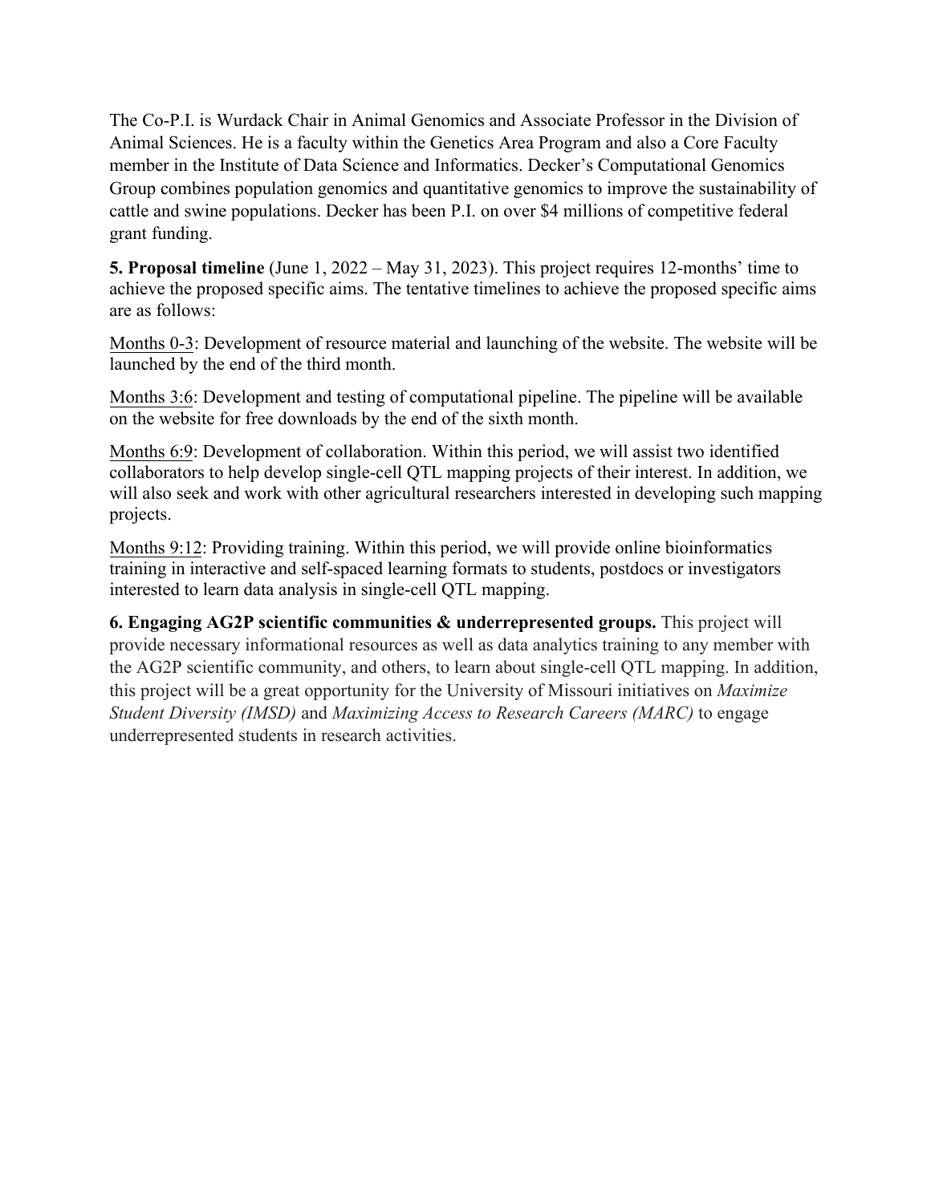The Co-P.I. is Wurdack Chair in Animal Genomics and Associate Professor in the Division of Animal Sciences. He is a faculty within the Genetics Area Program and also a Core Faculty member in the Institute of Data Science and Informatics. Decker's Computational Genomics Group combines population genomics and quantitative genomics to improve the sustainability of cattle and swine populations. Decker has been P.I. on over $4 millions of competitive federal grant funding.

**5. Proposal timeline** (June 1, 2022 – May 31, 2023). This project requires 12-months' time to achieve the proposed specific aims. The tentative timelines to achieve the proposed specific aims are as follows:

<u>Months 0-3</u>: Development of resource material and launching of the website. The website will be launched by the end of the third month.

<u>Months 3:6</u>: Development and testing of computational pipeline. The pipeline will be available on the website for free downloads by the end of the sixth month.

<u>Months 6:9</u>: Development of collaboration. Within this period, we will assist two identified collaborators to help develop single-cell QTL mapping projects of their interest. In addition, we will also seek and work with other agricultural researchers interested in developing such mapping projects.

<u>Months 9:12</u>: Providing training. Within this period, we will provide online bioinformatics training in interactive and self-spaced learning formats to students, postdocs or investigators interested to learn data analysis in single-cell QTL mapping.

**6. Engaging AG2P scientific communities & underrepresented groups.** This project will provide necessary informational resources as well as data analytics training to any member with the AG2P scientific community, and others, to learn about single-cell QTL mapping. In addition, this project will be a great opportunity for the University of Missouri initiatives on *Maximize Student Diversity (IMSD)* and *Maximizing Access to Research Careers (MARC)* to engage underrepresented students in research activities.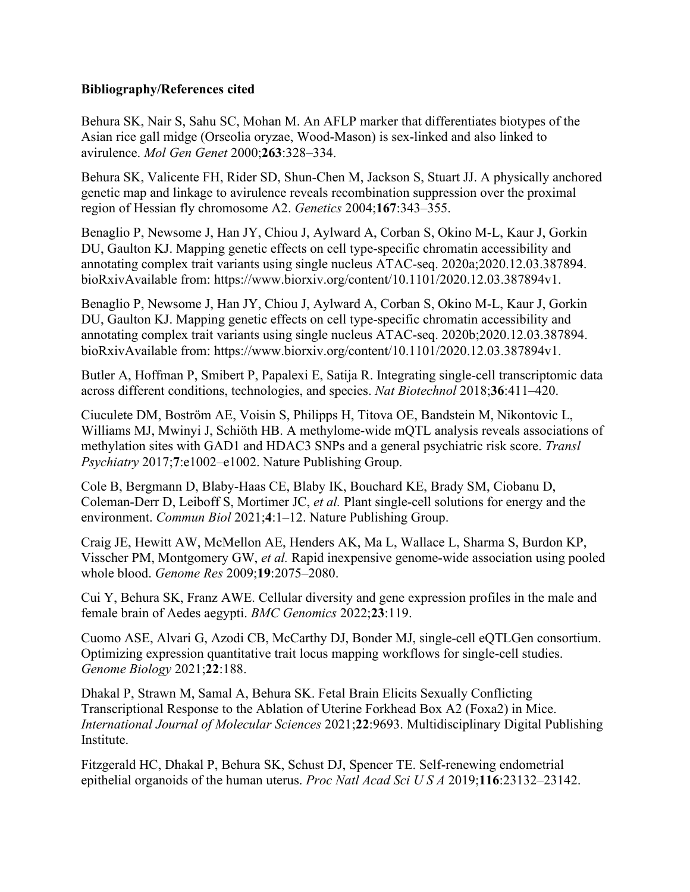**Bibliography/References cited**

Behura SK, Nair S, Sahu SC, Mohan M. An AFLP marker that differentiates biotypes of the Asian rice gall midge (Orseolia oryzae, Wood-Mason) is sex-linked and also linked to avirulence. *Mol Gen Genet* 2000;**263**:328–334.

Behura SK, Valicente FH, Rider SD, Shun-Chen M, Jackson S, Stuart JJ. A physically anchored genetic map and linkage to avirulence reveals recombination suppression over the proximal region of Hessian fly chromosome A2. *Genetics* 2004;**167**:343–355.

Benaglio P, Newsome J, Han JY, Chiou J, Aylward A, Corban S, Okino M-L, Kaur J, Gorkin DU, Gaulton KJ. Mapping genetic effects on cell type-specific chromatin accessibility and annotating complex trait variants using single nucleus ATAC-seq. 2020a;2020.12.03.387894. bioRxivAvailable from: https://www.biorxiv.org/content/10.1101/2020.12.03.387894v1.

Benaglio P, Newsome J, Han JY, Chiou J, Aylward A, Corban S, Okino M-L, Kaur J, Gorkin DU, Gaulton KJ. Mapping genetic effects on cell type-specific chromatin accessibility and annotating complex trait variants using single nucleus ATAC-seq. 2020b;2020.12.03.387894. bioRxivAvailable from: https://www.biorxiv.org/content/10.1101/2020.12.03.387894v1.

Butler A, Hoffman P, Smibert P, Papalexi E, Satija R. Integrating single-cell transcriptomic data across different conditions, technologies, and species. *Nat Biotechnol* 2018;**36**:411–420.

Ciuculete DM, Boström AE, Voisin S, Philipps H, Titova OE, Bandstein M, Nikontovic L, Williams MJ, Mwinyi J, Schiöth HB. A methylome-wide mQTL analysis reveals associations of methylation sites with GAD1 and HDAC3 SNPs and a general psychiatric risk score. *Transl Psychiatry* 2017;**7**:e1002–e1002. Nature Publishing Group.

Cole B, Bergmann D, Blaby-Haas CE, Blaby IK, Bouchard KE, Brady SM, Ciobanu D, Coleman-Derr D, Leiboff S, Mortimer JC, *et al.* Plant single-cell solutions for energy and the environment. *Commun Biol* 2021;**4**:1–12. Nature Publishing Group.

Craig JE, Hewitt AW, McMellon AE, Henders AK, Ma L, Wallace L, Sharma S, Burdon KP, Visscher PM, Montgomery GW, *et al.* Rapid inexpensive genome-wide association using pooled whole blood. *Genome Res* 2009;**19**:2075–2080.

Cui Y, Behura SK, Franz AWE. Cellular diversity and gene expression profiles in the male and female brain of Aedes aegypti. *BMC Genomics* 2022;**23**:119.

Cuomo ASE, Alvari G, Azodi CB, McCarthy DJ, Bonder MJ, single-cell eQTLGen consortium. Optimizing expression quantitative trait locus mapping workflows for single-cell studies. *Genome Biology* 2021;**22**:188.

Dhakal P, Strawn M, Samal A, Behura SK. Fetal Brain Elicits Sexually Conflicting Transcriptional Response to the Ablation of Uterine Forkhead Box A2 (Foxa2) in Mice. *International Journal of Molecular Sciences* 2021;**22**:9693. Multidisciplinary Digital Publishing Institute.

Fitzgerald HC, Dhakal P, Behura SK, Schust DJ, Spencer TE. Self-renewing endometrial epithelial organoids of the human uterus. *Proc Natl Acad Sci U S A* 2019;**116**:23132–23142.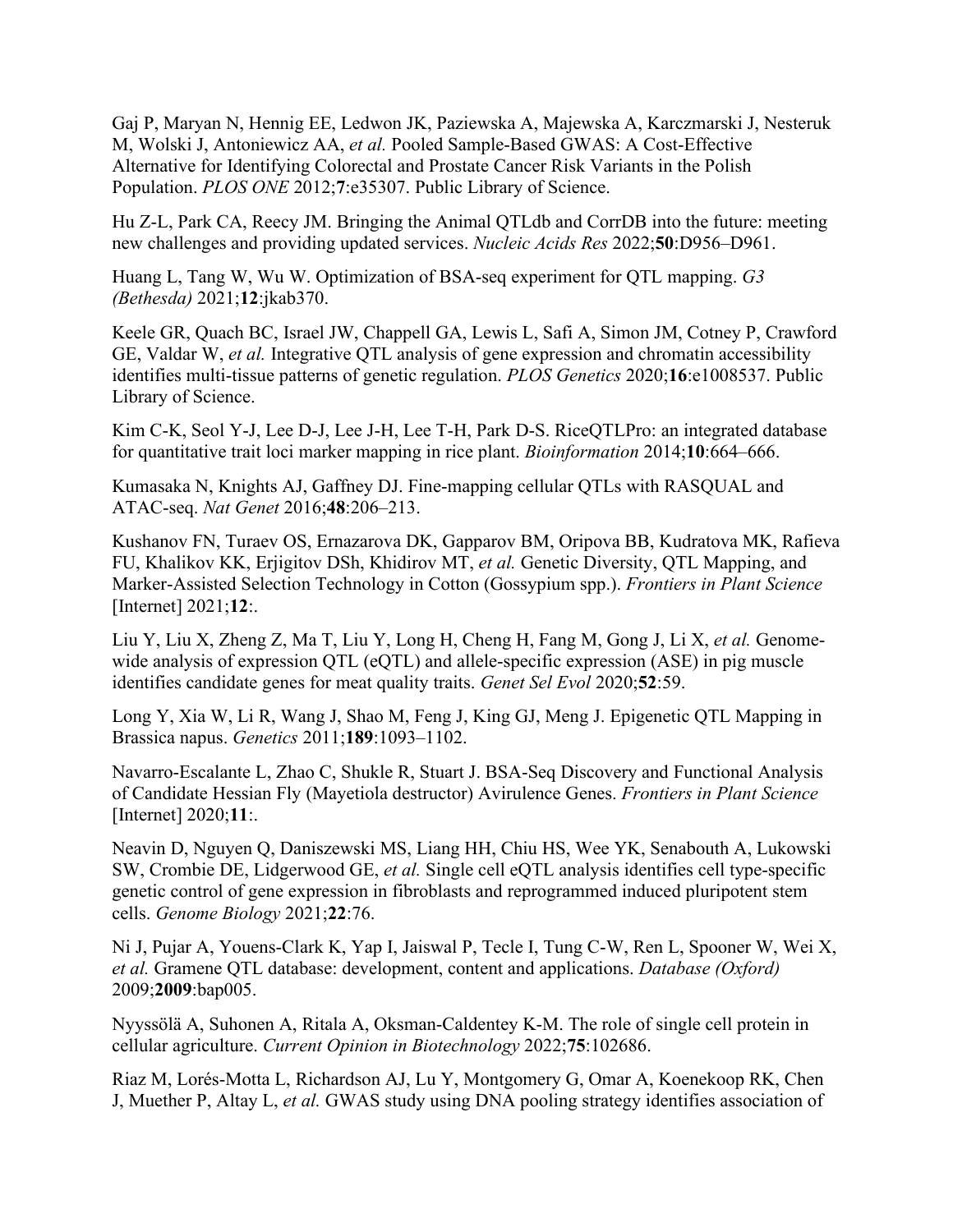Gaj P, Maryan N, Hennig EE, Ledwon JK, Paziewska A, Majewska A, Karczmarski J, Nesteruk M, Wolski J, Antoniewicz AA, *et al.* Pooled Sample-Based GWAS: A Cost-Effective Alternative for Identifying Colorectal and Prostate Cancer Risk Variants in the Polish Population. *PLOS ONE* 2012;**7**:e35307. Public Library of Science.

Hu Z-L, Park CA, Reecy JM. Bringing the Animal QTLdb and CorrDB into the future: meeting new challenges and providing updated services. *Nucleic Acids Res* 2022;**50**:D956–D961.

Huang L, Tang W, Wu W. Optimization of BSA-seq experiment for QTL mapping. *G3 (Bethesda)* 2021;**12**:jkab370.

Keele GR, Quach BC, Israel JW, Chappell GA, Lewis L, Safi A, Simon JM, Cotney P, Crawford GE, Valdar W, *et al.* Integrative QTL analysis of gene expression and chromatin accessibility identifies multi-tissue patterns of genetic regulation. *PLOS Genetics* 2020;**16**:e1008537. Public Library of Science.

Kim C-K, Seol Y-J, Lee D-J, Lee J-H, Lee T-H, Park D-S. RiceQTLPro: an integrated database for quantitative trait loci marker mapping in rice plant. *Bioinformation* 2014;**10**:664–666.

Kumasaka N, Knights AJ, Gaffney DJ. Fine-mapping cellular QTLs with RASQUAL and ATAC-seq. *Nat Genet* 2016;**48**:206–213.

Kushanov FN, Turaev OS, Ernazarova DK, Gapparov BM, Oripova BB, Kudratova MK, Rafieva FU, Khalikov KK, Erjigitov DSh, Khidirov MT, *et al.* Genetic Diversity, QTL Mapping, and Marker-Assisted Selection Technology in Cotton (Gossypium spp.). *Frontiers in Plant Science* [Internet] 2021;**12**:.

Liu Y, Liu X, Zheng Z, Ma T, Liu Y, Long H, Cheng H, Fang M, Gong J, Li X, *et al.* Genome-wide analysis of expression QTL (eQTL) and allele-specific expression (ASE) in pig muscle identifies candidate genes for meat quality traits. *Genet Sel Evol* 2020;**52**:59.

Long Y, Xia W, Li R, Wang J, Shao M, Feng J, King GJ, Meng J. Epigenetic QTL Mapping in Brassica napus. *Genetics* 2011;**189**:1093–1102.

Navarro-Escalante L, Zhao C, Shukle R, Stuart J. BSA-Seq Discovery and Functional Analysis of Candidate Hessian Fly (Mayetiola destructor) Avirulence Genes. *Frontiers in Plant Science* [Internet] 2020;**11**:.

Neavin D, Nguyen Q, Daniszewski MS, Liang HH, Chiu HS, Wee YK, Senabouth A, Lukowski SW, Crombie DE, Lidgerwood GE, *et al.* Single cell eQTL analysis identifies cell type-specific genetic control of gene expression in fibroblasts and reprogrammed induced pluripotent stem cells. *Genome Biology* 2021;**22**:76.

Ni J, Pujar A, Youens-Clark K, Yap I, Jaiswal P, Tecle I, Tung C-W, Ren L, Spooner W, Wei X, *et al.* Gramene QTL database: development, content and applications. *Database (Oxford)* 2009;**2009**:bap005.

Nyyssölä A, Suhonen A, Ritala A, Oksman-Caldentey K-M. The role of single cell protein in cellular agriculture. *Current Opinion in Biotechnology* 2022;**75**:102686.

Riaz M, Lorés-Motta L, Richardson AJ, Lu Y, Montgomery G, Omar A, Koenekoop RK, Chen J, Muether P, Altay L, *et al.* GWAS study using DNA pooling strategy identifies association of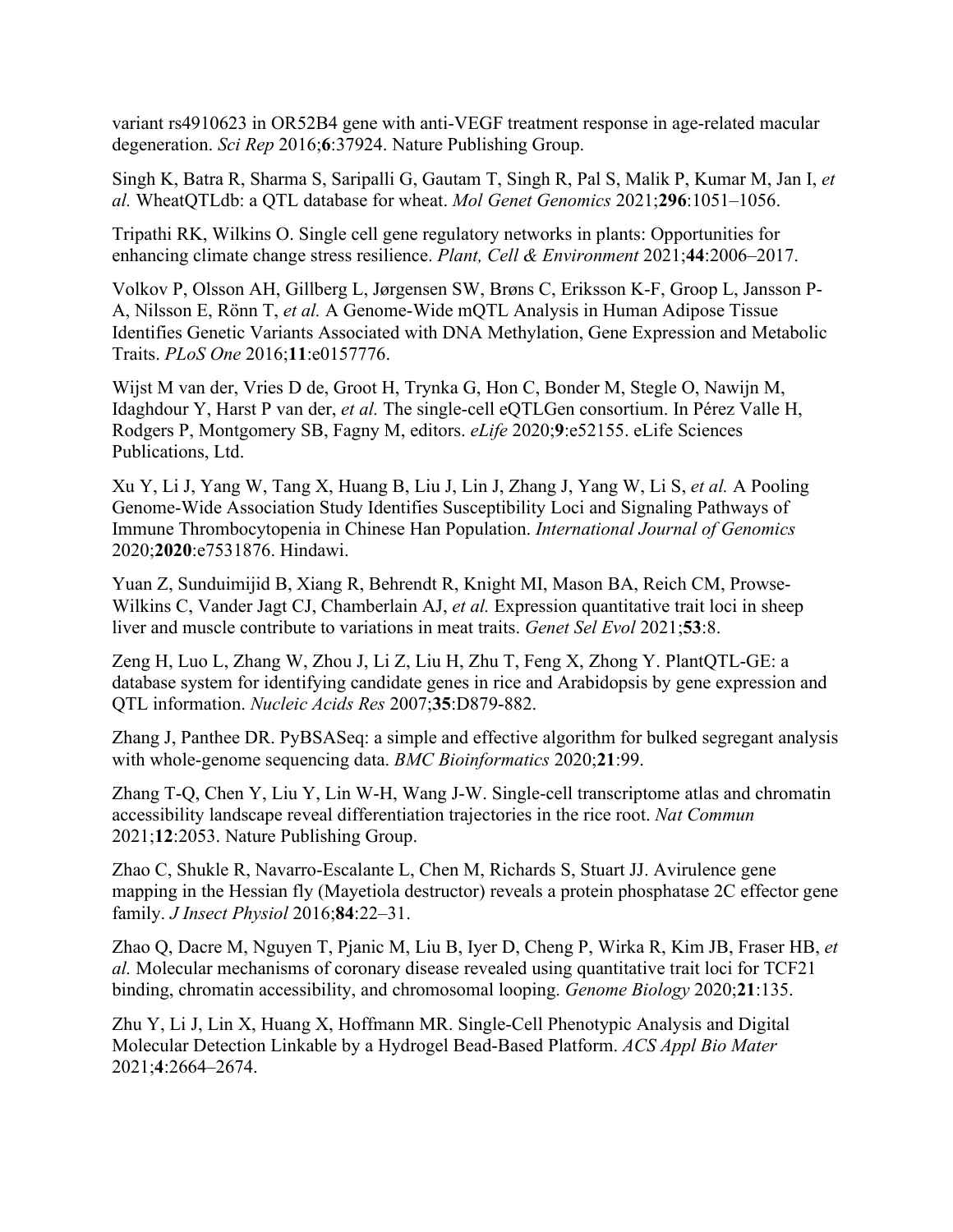variant rs4910623 in OR52B4 gene with anti-VEGF treatment response in age-related macular degeneration. *Sci Rep* 2016;**6**:37924. Nature Publishing Group.

Singh K, Batra R, Sharma S, Saripalli G, Gautam T, Singh R, Pal S, Malik P, Kumar M, Jan I, *et al.* WheatQTLdb: a QTL database for wheat. *Mol Genet Genomics* 2021;**296**:1051–1056.

Tripathi RK, Wilkins O. Single cell gene regulatory networks in plants: Opportunities for enhancing climate change stress resilience. *Plant, Cell & Environment* 2021;**44**:2006–2017.

Volkov P, Olsson AH, Gillberg L, Jørgensen SW, Brøns C, Eriksson K-F, Groop L, Jansson P-A, Nilsson E, Rönn T, *et al.* A Genome-Wide mQTL Analysis in Human Adipose Tissue Identifies Genetic Variants Associated with DNA Methylation, Gene Expression and Metabolic Traits. *PLoS One* 2016;**11**:e0157776.

Wijst M van der, Vries D de, Groot H, Trynka G, Hon C, Bonder M, Stegle O, Nawijn M, Idaghdour Y, Harst P van der, *et al.* The single-cell eQTLGen consortium. In Pérez Valle H, Rodgers P, Montgomery SB, Fagny M, editors. *eLife* 2020;**9**:e52155. eLife Sciences Publications, Ltd.

Xu Y, Li J, Yang W, Tang X, Huang B, Liu J, Lin J, Zhang J, Yang W, Li S, *et al.* A Pooling Genome-Wide Association Study Identifies Susceptibility Loci and Signaling Pathways of Immune Thrombocytopenia in Chinese Han Population. *International Journal of Genomics* 2020;**2020**:e7531876. Hindawi.

Yuan Z, Sunduimijid B, Xiang R, Behrendt R, Knight MI, Mason BA, Reich CM, Prowse-Wilkins C, Vander Jagt CJ, Chamberlain AJ, *et al.* Expression quantitative trait loci in sheep liver and muscle contribute to variations in meat traits. *Genet Sel Evol* 2021;**53**:8.

Zeng H, Luo L, Zhang W, Zhou J, Li Z, Liu H, Zhu T, Feng X, Zhong Y. PlantQTL-GE: a database system for identifying candidate genes in rice and Arabidopsis by gene expression and QTL information. *Nucleic Acids Res* 2007;**35**:D879-882.

Zhang J, Panthee DR. PyBSASeq: a simple and effective algorithm for bulked segregant analysis with whole-genome sequencing data. *BMC Bioinformatics* 2020;**21**:99.

Zhang T-Q, Chen Y, Liu Y, Lin W-H, Wang J-W. Single-cell transcriptome atlas and chromatin accessibility landscape reveal differentiation trajectories in the rice root. *Nat Commun* 2021;**12**:2053. Nature Publishing Group.

Zhao C, Shukle R, Navarro-Escalante L, Chen M, Richards S, Stuart JJ. Avirulence gene mapping in the Hessian fly (Mayetiola destructor) reveals a protein phosphatase 2C effector gene family. *J Insect Physiol* 2016;**84**:22–31.

Zhao Q, Dacre M, Nguyen T, Pjanic M, Liu B, Iyer D, Cheng P, Wirka R, Kim JB, Fraser HB, *et al.* Molecular mechanisms of coronary disease revealed using quantitative trait loci for TCF21 binding, chromatin accessibility, and chromosomal looping. *Genome Biology* 2020;**21**:135.

Zhu Y, Li J, Lin X, Huang X, Hoffmann MR. Single-Cell Phenotypic Analysis and Digital Molecular Detection Linkable by a Hydrogel Bead-Based Platform. *ACS Appl Bio Mater* 2021;**4**:2664–2674.